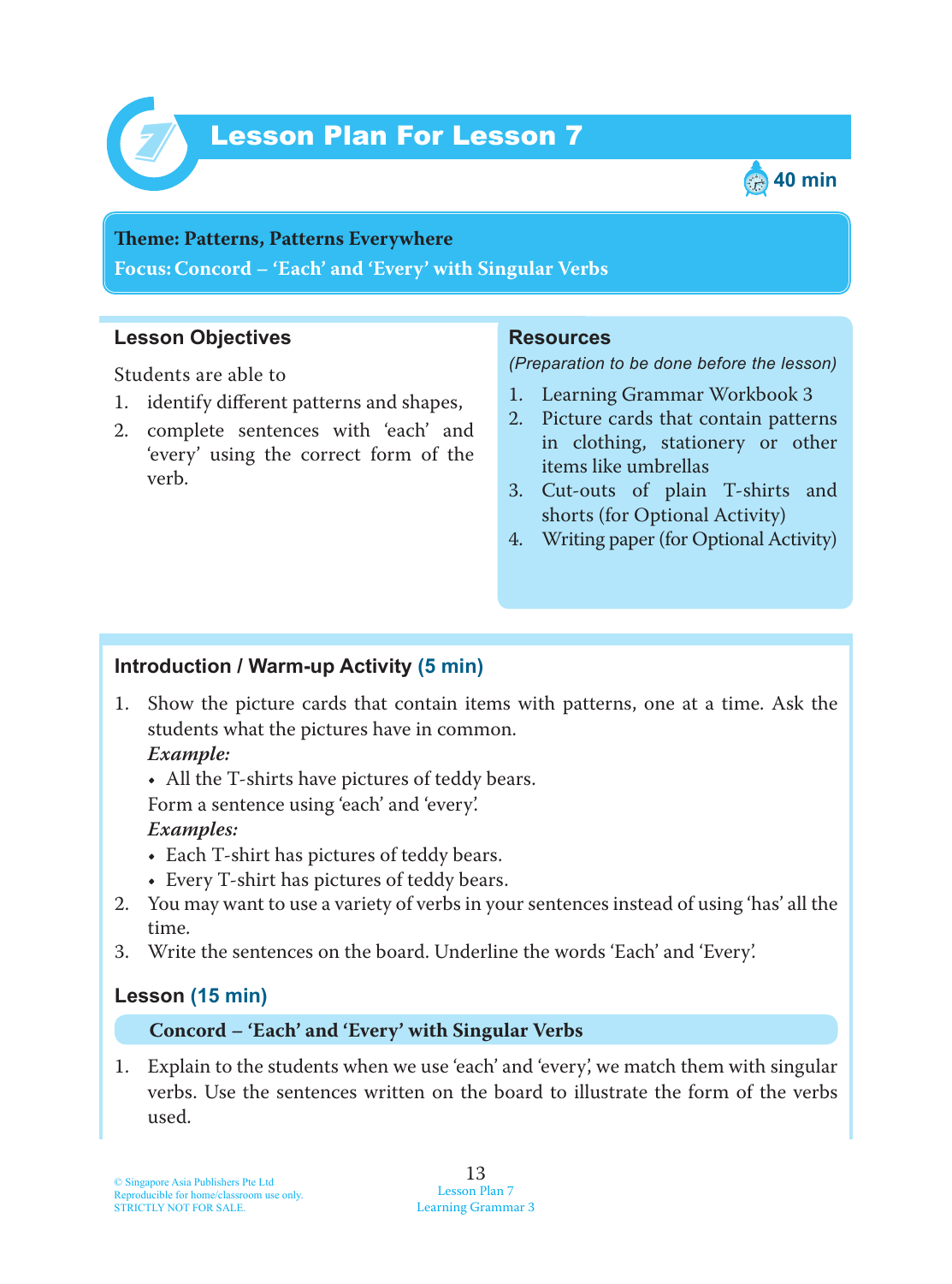# Lesson Plan For Lesson 7

40 min

**Theme: Patterns, Patterns Everywhere**
**Focus: Concord – 'Each' and 'Every' with Singular Verbs**

## Lesson Objectives

Students are able to

1. identify different patterns and shapes,
2. complete sentences with 'each' and 'every' using the correct form of the verb.

## Resources

*(Preparation to be done before the lesson)*

1. Learning Grammar Workbook 3
2. Picture cards that contain patterns in clothing, stationery or other items like umbrellas
3. Cut-outs of plain T-shirts and shorts (for Optional Activity)
4. Writing paper (for Optional Activity)

## Introduction / Warm-up Activity (5 min)

1. Show the picture cards that contain items with patterns, one at a time. Ask the students what the pictures have in common.
   ***Example:***
   - All the T-shirts have pictures of teddy bears.

   Form a sentence using 'each' and 'every'.
   ***Examples:***
   - Each T-shirt has pictures of teddy bears.
   - Every T-shirt has pictures of teddy bears.
2. You may want to use a variety of verbs in your sentences instead of using 'has' all the time.
3. Write the sentences on the board. Underline the words 'Each' and 'Every'.

## Lesson (15 min)

**Concord – 'Each' and 'Every' with Singular Verbs**

1. Explain to the students when we use 'each' and 'every', we match them with singular verbs. Use the sentences written on the board to illustrate the form of the verbs used.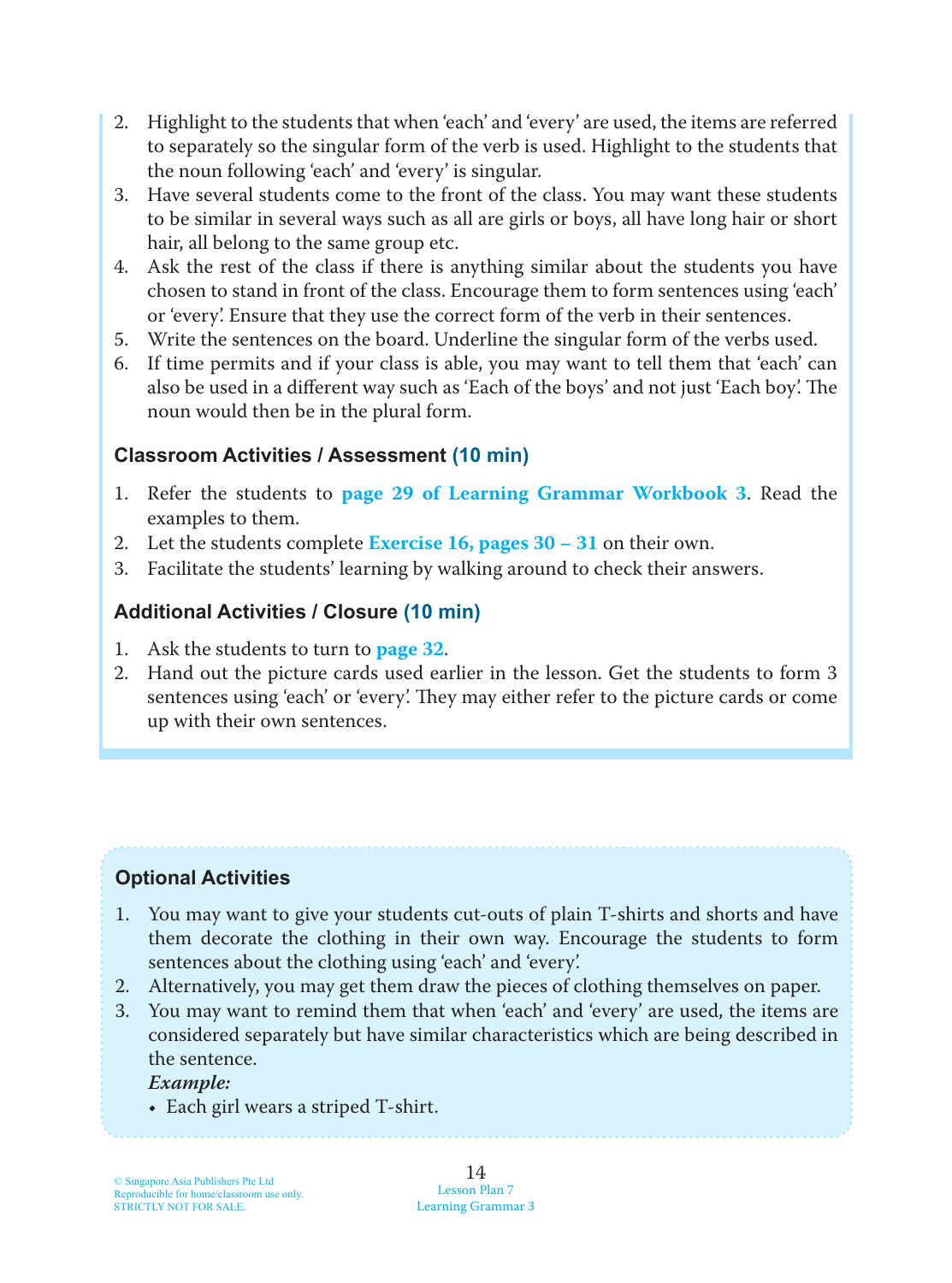2. Highlight to the students that when 'each' and 'every' are used, the items are referred to separately so the singular form of the verb is used. Highlight to the students that the noun following 'each' and 'every' is singular.
3. Have several students come to the front of the class. You may want these students to be similar in several ways such as all are girls or boys, all have long hair or short hair, all belong to the same group etc.
4. Ask the rest of the class if there is anything similar about the students you have chosen to stand in front of the class. Encourage them to form sentences using 'each' or 'every'. Ensure that they use the correct form of the verb in their sentences.
5. Write the sentences on the board. Underline the singular form of the verbs used.
6. If time permits and if your class is able, you may want to tell them that 'each' can also be used in a different way such as 'Each of the boys' and not just 'Each boy'. The noun would then be in the plural form.

### Classroom Activities / Assessment (10 min)

1. Refer the students to **page 29 of Learning Grammar Workbook 3**. Read the examples to them.
2. Let the students complete **Exercise 16, pages 30 – 31** on their own.
3. Facilitate the students' learning by walking around to check their answers.

### Additional Activities / Closure (10 min)

1. Ask the students to turn to **page 32**.
2. Hand out the picture cards used earlier in the lesson. Get the students to form 3 sentences using 'each' or 'every'. They may either refer to the picture cards or come up with their own sentences.

### Optional Activities

1. You may want to give your students cut-outs of plain T-shirts and shorts and have them decorate the clothing in their own way. Encourage the students to form sentences about the clothing using 'each' and 'every'.
2. Alternatively, you may get them draw the pieces of clothing themselves on paper.
3. You may want to remind them that when 'each' and 'every' are used, the items are considered separately but have similar characteristics which are being described in the sentence.

   ***Example:***
   - Each girl wears a striped T-shirt.